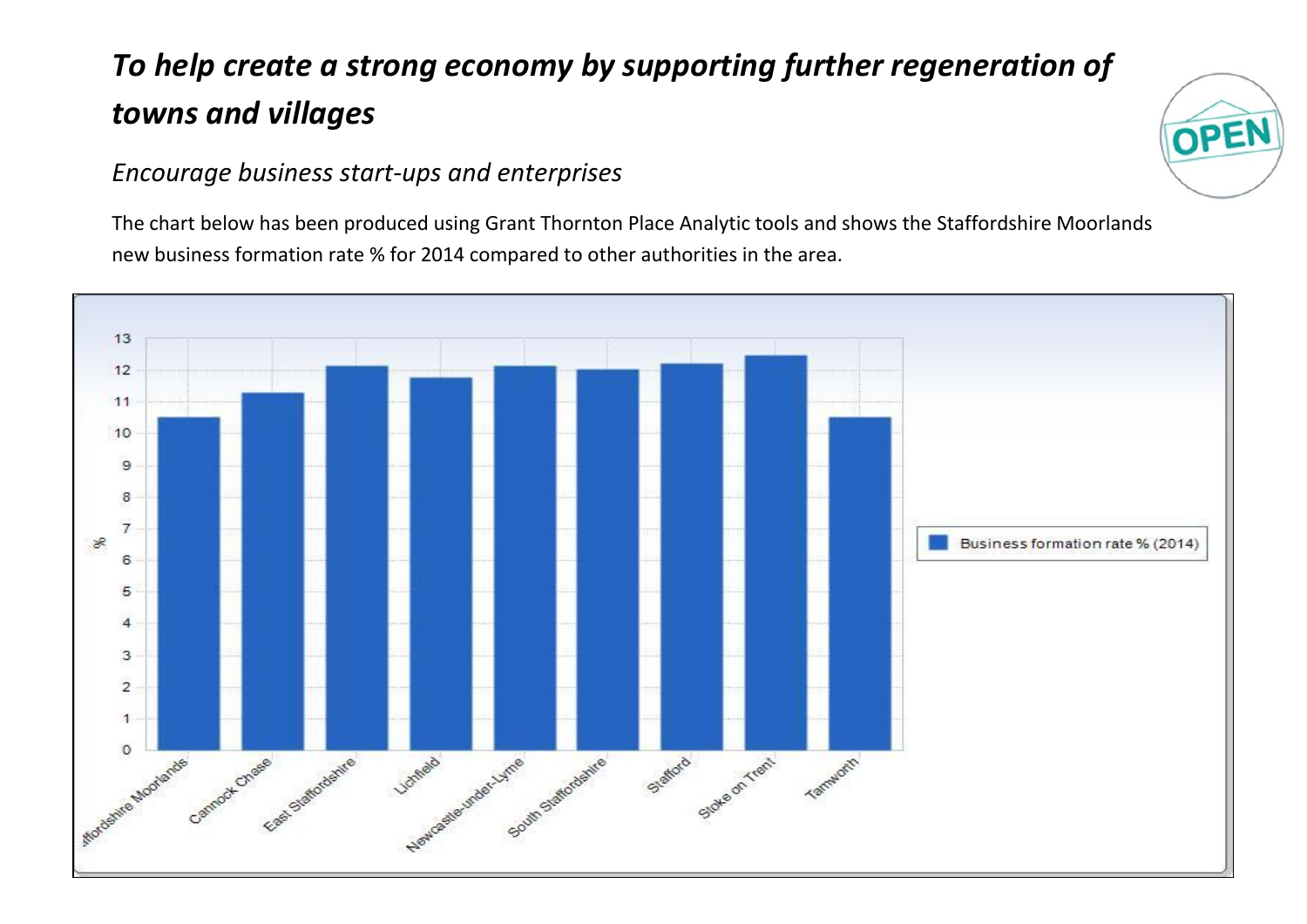# *To help create a strong economy by supporting further regeneration of towns and villages*

## *Encourage business start-ups and enterprises*

The chart below has been produced using Grant Thornton Place Analytic tools and shows the Staffordshire Moorlands new business formation rate % for 2014 compared to other authorities in the area.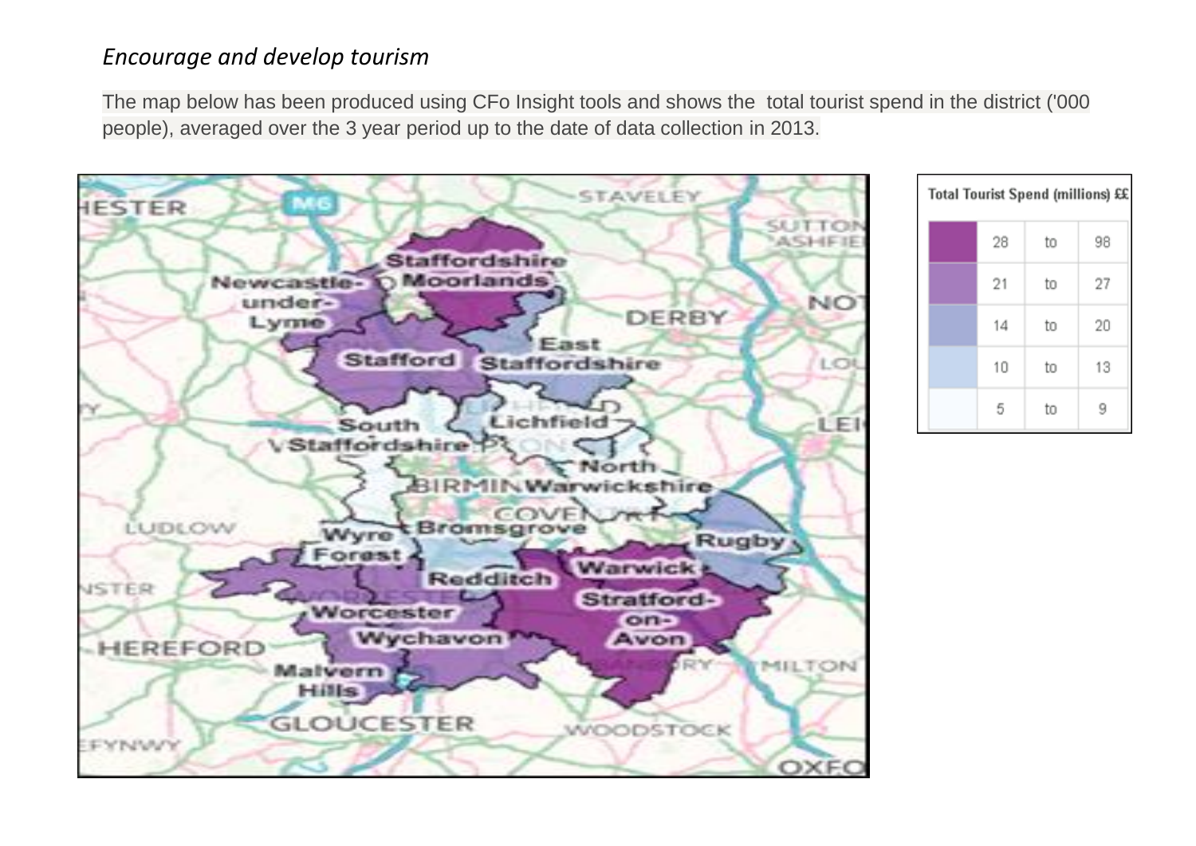*Encourage and develop tourism*

The map below has been produced using CFo Insight tools and shows the total tourist spend in the district ('000 people), averaged over the 3 year period up to the date of data collection in 2013.

| Total Tourist Spend (millions) ££ | | | |
|---|---|---|---|
| | 28 | to | 98 |
| | 21 | to | 27 |
| | 14 | to | 20 |
| | 10 | to | 13 |
| | 5 | to | 9 |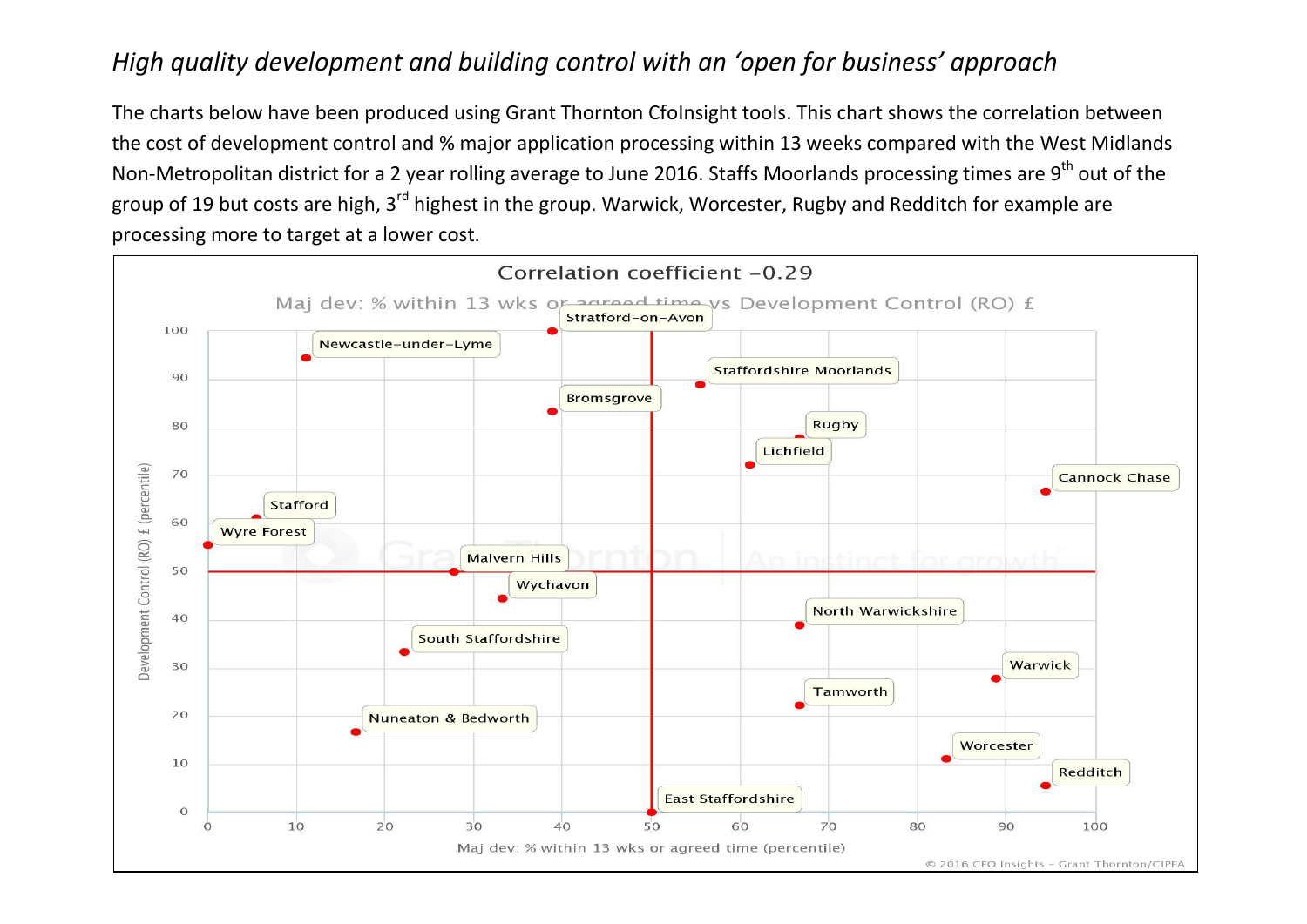*High quality development and building control with an 'open for business' approach*

The charts below have been produced using Grant Thornton CfoInsight tools. This chart shows the correlation between the cost of development control and % major application processing within 13 weeks compared with the West Midlands Non-Metropolitan district for a 2 year rolling average to June 2016. Staffs Moorlands processing times are 9th out of the group of 19 but costs are high, 3rd highest in the group. Warwick, Worcester, Rugby and Redditch for example are processing more to target at a lower cost.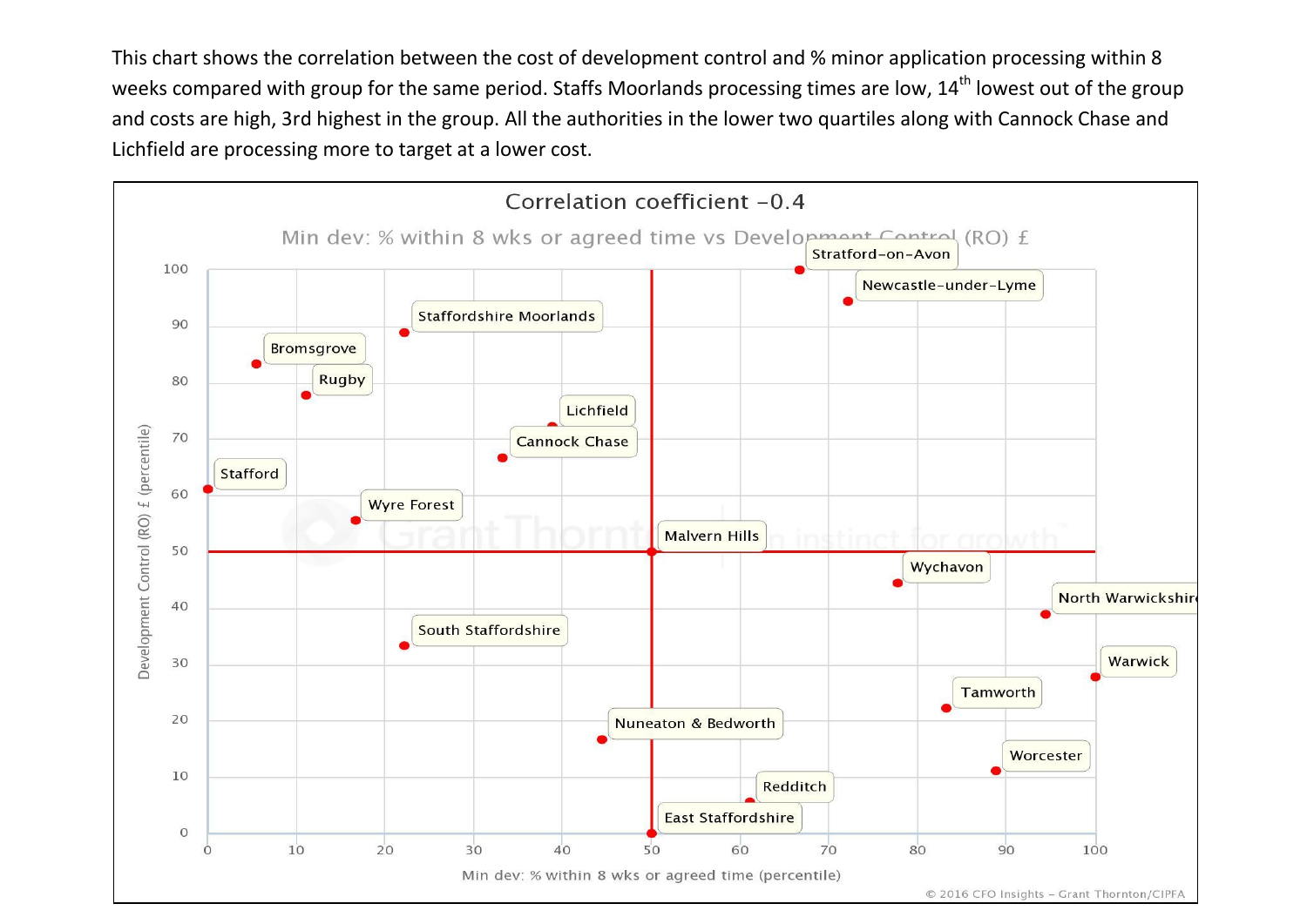This chart shows the correlation between the cost of development control and % minor application processing within 8 weeks compared with group for the same period. Staffs Moorlands processing times are low, 14th lowest out of the group and costs are high, 3rd highest in the group. All the authorities in the lower two quartiles along with Cannock Chase and Lichfield are processing more to target at a lower cost.

Correlation coefficient −0.4

Min dev: % within 8 wks or agreed time vs Development Control (RO) £

| Authority | Min dev: % within 8 wks or agreed time (percentile) | Development Control (RO) £ (percentile) |
|---|---|---|
| Stratford-on-Avon | ~67 | ~100 |
| Newcastle-under-Lyme | ~72 | ~94 |
| Staffordshire Moorlands | ~22 | ~89 |
| Bromsgrove | ~6 | ~83 |
| Rugby | ~11 | ~78 |
| Lichfield | ~39 | ~72 |
| Cannock Chase | ~33 | ~67 |
| Stafford | 0 | ~61 |
| Wyre Forest | ~17 | ~56 |
| Malvern Hills | 50 | 50 |
| Wychavon | ~78 | ~44 |
| North Warwickshire | ~94 | ~39 |
| South Staffordshire | ~22 | ~33 |
| Warwick | 100 | ~28 |
| Tamworth | ~83 | ~22 |
| Nuneaton & Bedworth | ~44 | ~17 |
| Worcester | ~89 | ~11 |
| Redditch | ~61 | ~6 |
| East Staffordshire | 50 | 0 |

© 2016 CFO Insights – Grant Thornton/CIPFA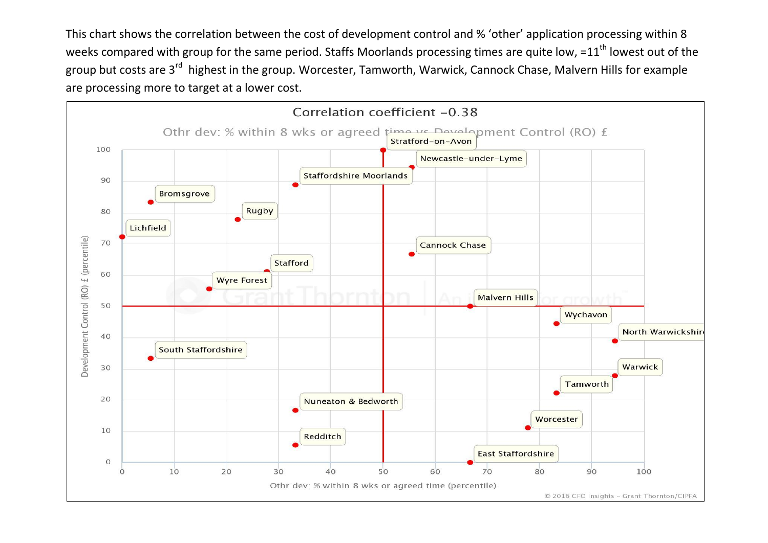This chart shows the correlation between the cost of development control and % 'other' application processing within 8 weeks compared with group for the same period. Staffs Moorlands processing times are quite low, =11[th] lowest out of the group but costs are 3[rd] highest in the group. Worcester, Tamworth, Warwick, Cannock Chase, Malvern Hills for example are processing more to target at a lower cost.

Correlation coefficient −0.38

Othr dev: % within 8 wks or agreed time vs Development Control (RO) £

| Authority | Othr dev: % within 8 wks or agreed time (percentile) | Development Control (RO) £ (percentile) |
|---|---|---|
| Stratford-on-Avon | 50 | 100 |
| Newcastle-under-Lyme | 56 | 94 |
| Staffordshire Moorlands | 33 | 89 |
| Bromsgrove | 6 | 83 |
| Rugby | 22 | 78 |
| Lichfield | 0 | 72 |
| Cannock Chase | 56 | 67 |
| Stafford | 28 | 61 |
| Wyre Forest | 17 | 56 |
| Malvern Hills | 67 | 50 |
| Wychavon | 83 | 44 |
| North Warwickshire | 94 | 39 |
| South Staffordshire | 6 | 33 |
| Warwick | 94 | 28 |
| Tamworth | 83 | 22 |
| Nuneaton & Bedworth | 33 | 17 |
| Worcester | 78 | 11 |
| Redditch | 33 | 6 |
| East Staffordshire | 67 | 0 |

© 2016 CFO Insights - Grant Thornton/CIPFA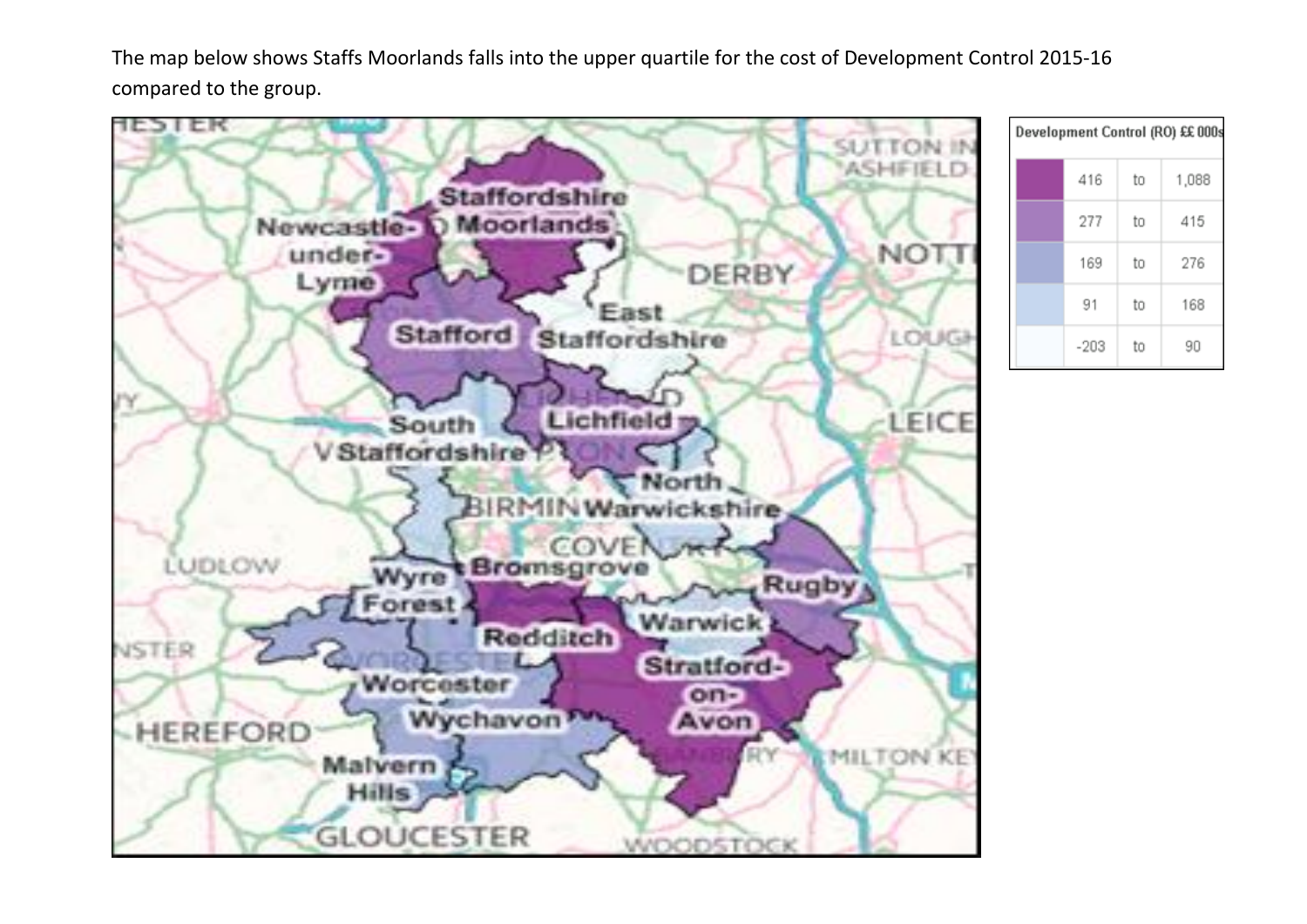The map below shows Staffs Moorlands falls into the upper quartile for the cost of Development Control 2015-16 compared to the group.

Development Control (RO) ££ 000s

416 to 1,088

277 to 415

169 to 276

91 to 168

-203 to 90